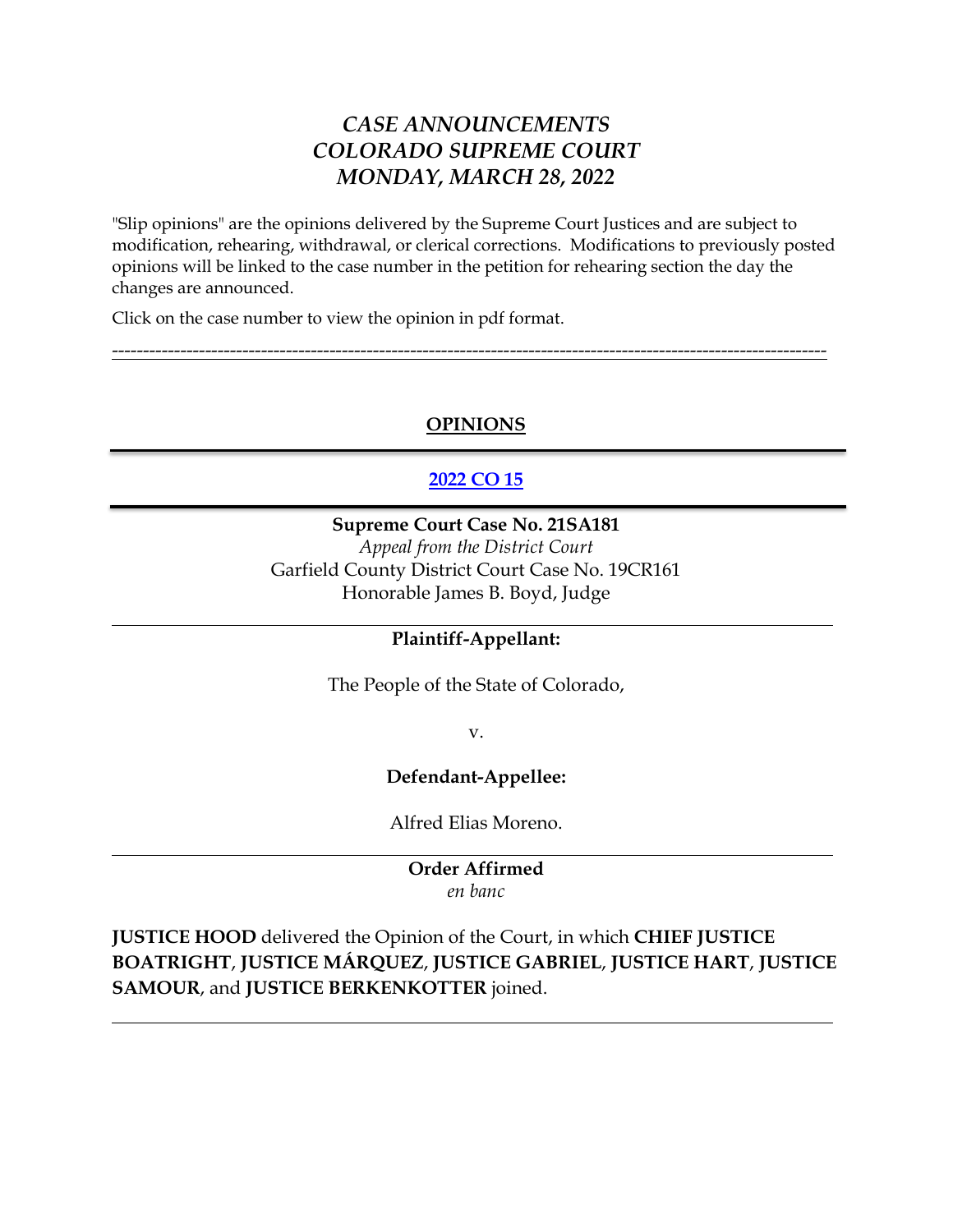# *CASE ANNOUNCEMENTS*
# *COLORADO SUPREME COURT*
# *MONDAY, MARCH 28, 2022*

"Slip opinions" are the opinions delivered by the Supreme Court Justices and are subject to modification, rehearing, withdrawal, or clerical corrections. Modifications to previously posted opinions will be linked to the case number in the petition for rehearing section the day the changes are announced.

Click on the case number to view the opinion in pdf format.

---

## OPINIONS

---

## 2022 CO 15

---

**Supreme Court Case No. 21SA181**
*Appeal from the District Court*
Garfield County District Court Case No. 19CR161
Honorable James B. Boyd, Judge

---

**Plaintiff-Appellant:**

The People of the State of Colorado,

v.

**Defendant-Appellee:**

Alfred Elias Moreno.

---

**Order Affirmed**
*en banc*

**JUSTICE HOOD** delivered the Opinion of the Court, in which **CHIEF JUSTICE BOATRIGHT**, **JUSTICE MÁRQUEZ**, **JUSTICE GABRIEL**, **JUSTICE HART**, **JUSTICE SAMOUR**, and **JUSTICE BERKENKOTTER** joined.

---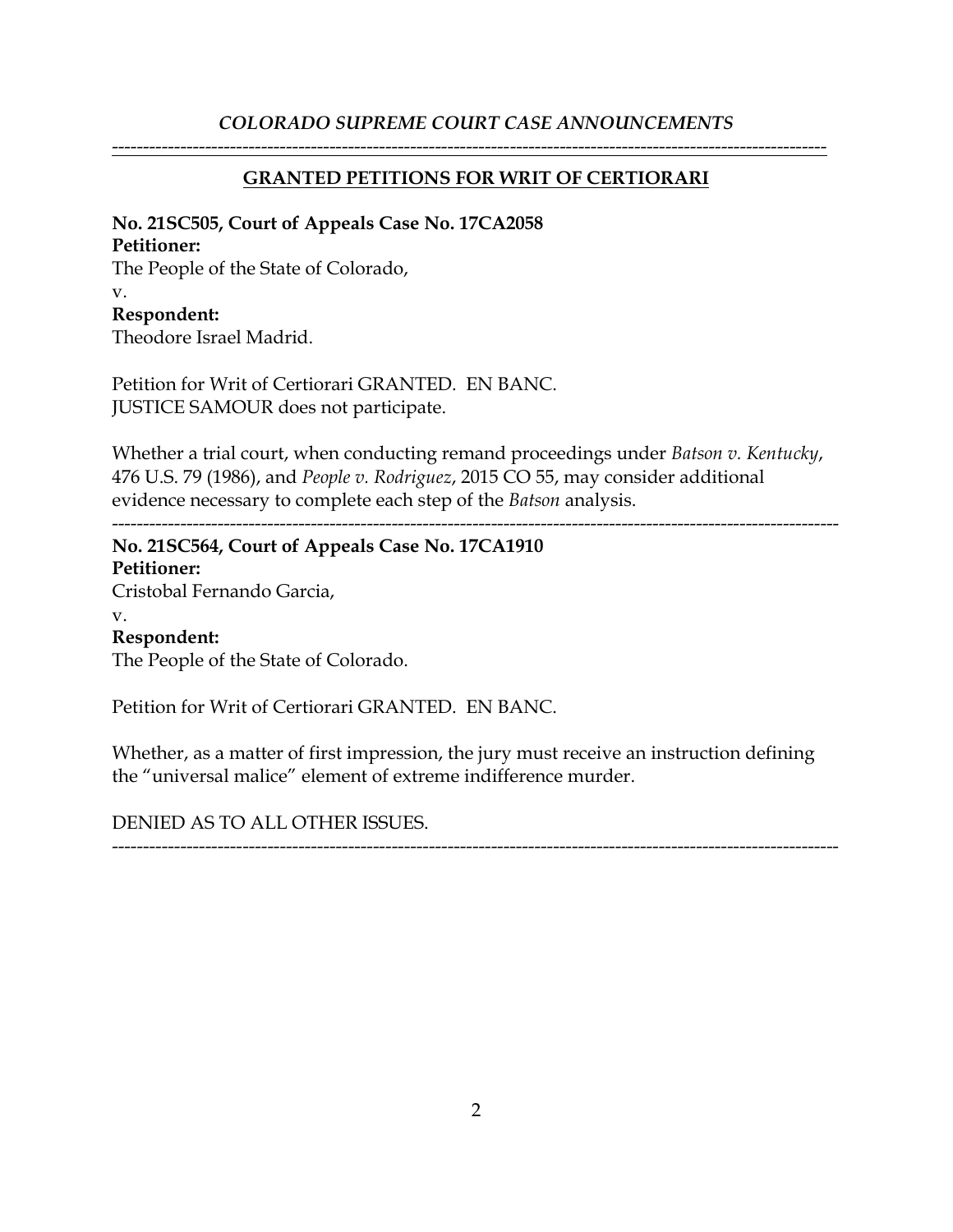*COLORADO SUPREME COURT CASE ANNOUNCEMENTS*

---

## GRANTED PETITIONS FOR WRIT OF CERTIORARI

**No. 21SC505, Court of Appeals Case No. 17CA2058**
**Petitioner:**
The People of the State of Colorado,
v.
**Respondent:**
Theodore Israel Madrid.

Petition for Writ of Certiorari GRANTED. EN BANC.
JUSTICE SAMOUR does not participate.

Whether a trial court, when conducting remand proceedings under *Batson v. Kentucky*, 476 U.S. 79 (1986), and *People v. Rodriguez*, 2015 CO 55, may consider additional evidence necessary to complete each step of the *Batson* analysis.

---

**No. 21SC564, Court of Appeals Case No. 17CA1910**
**Petitioner:**
Cristobal Fernando Garcia,
v.
**Respondent:**
The People of the State of Colorado.

Petition for Writ of Certiorari GRANTED. EN BANC.

Whether, as a matter of first impression, the jury must receive an instruction defining the "universal malice" element of extreme indifference murder.

DENIED AS TO ALL OTHER ISSUES.

---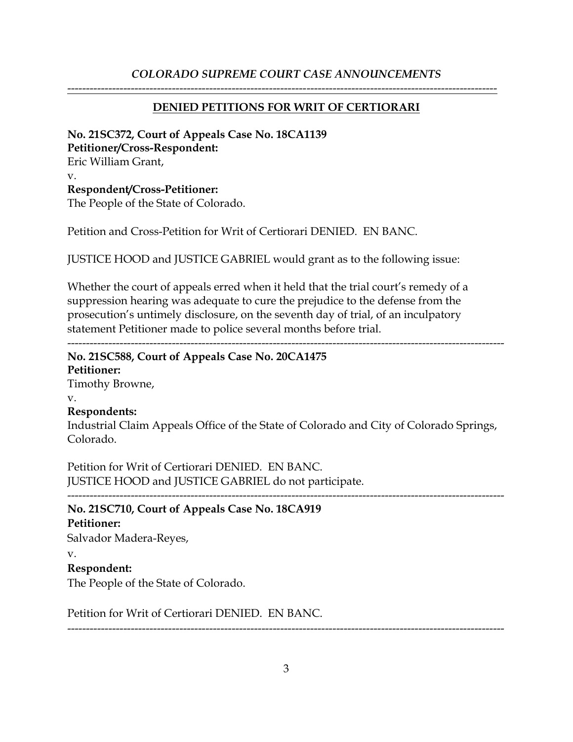*COLORADO SUPREME COURT CASE ANNOUNCEMENTS*

---

## DENIED PETITIONS FOR WRIT OF CERTIORARI

**No. 21SC372, Court of Appeals Case No. 18CA1139**
**Petitioner/Cross-Respondent:**
Eric William Grant,
v.
**Respondent/Cross-Petitioner:**
The People of the State of Colorado.

Petition and Cross-Petition for Writ of Certiorari DENIED. EN BANC.

JUSTICE HOOD and JUSTICE GABRIEL would grant as to the following issue:

Whether the court of appeals erred when it held that the trial court's remedy of a suppression hearing was adequate to cure the prejudice to the defense from the prosecution's untimely disclosure, on the seventh day of trial, of an inculpatory statement Petitioner made to police several months before trial.

---

**No. 21SC588, Court of Appeals Case No. 20CA1475**
**Petitioner:**
Timothy Browne,
v.
**Respondents:**
Industrial Claim Appeals Office of the State of Colorado and City of Colorado Springs, Colorado.

Petition for Writ of Certiorari DENIED. EN BANC.
JUSTICE HOOD and JUSTICE GABRIEL do not participate.

---

**No. 21SC710, Court of Appeals Case No. 18CA919**
**Petitioner:**
Salvador Madera-Reyes,
v.
**Respondent:**
The People of the State of Colorado.

Petition for Writ of Certiorari DENIED. EN BANC.

---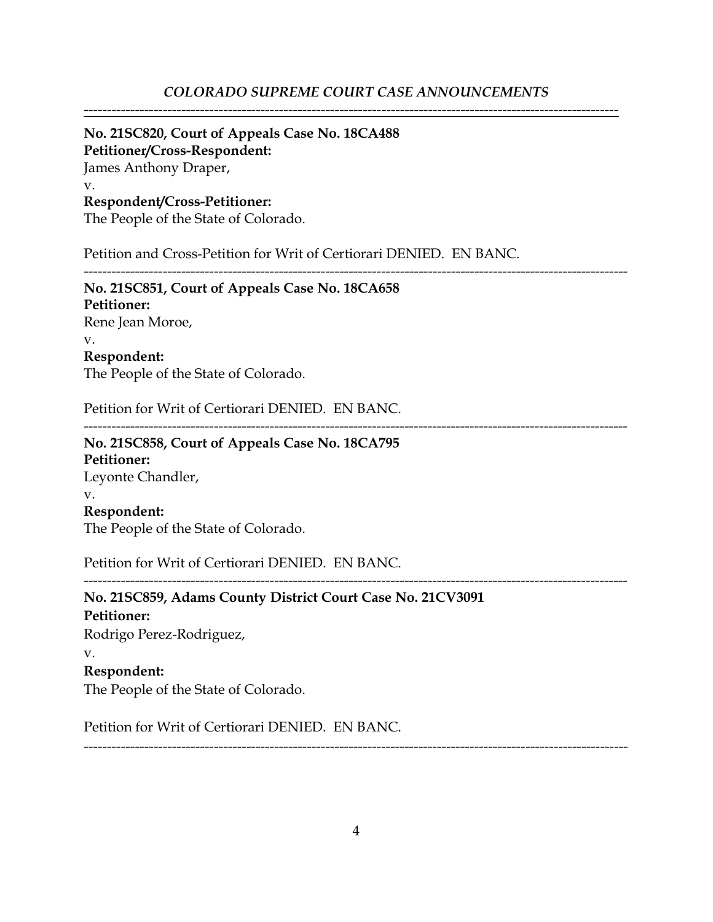---

**No. 21SC820, Court of Appeals Case No. 18CA488**
**Petitioner/Cross-Respondent:**
James Anthony Draper,
v.
**Respondent/Cross-Petitioner:**
The People of the State of Colorado.

Petition and Cross-Petition for Writ of Certiorari DENIED. EN BANC.

---

**No. 21SC851, Court of Appeals Case No. 18CA658**
**Petitioner:**
Rene Jean Moroe,
v.
**Respondent:**
The People of the State of Colorado.

Petition for Writ of Certiorari DENIED. EN BANC.

---

**No. 21SC858, Court of Appeals Case No. 18CA795**
**Petitioner:**
Leyonte Chandler,
v.
**Respondent:**
The People of the State of Colorado.

Petition for Writ of Certiorari DENIED. EN BANC.

---

**No. 21SC859, Adams County District Court Case No. 21CV3091**
**Petitioner:**
Rodrigo Perez-Rodriguez,
v.
**Respondent:**
The People of the State of Colorado.

Petition for Writ of Certiorari DENIED. EN BANC.

---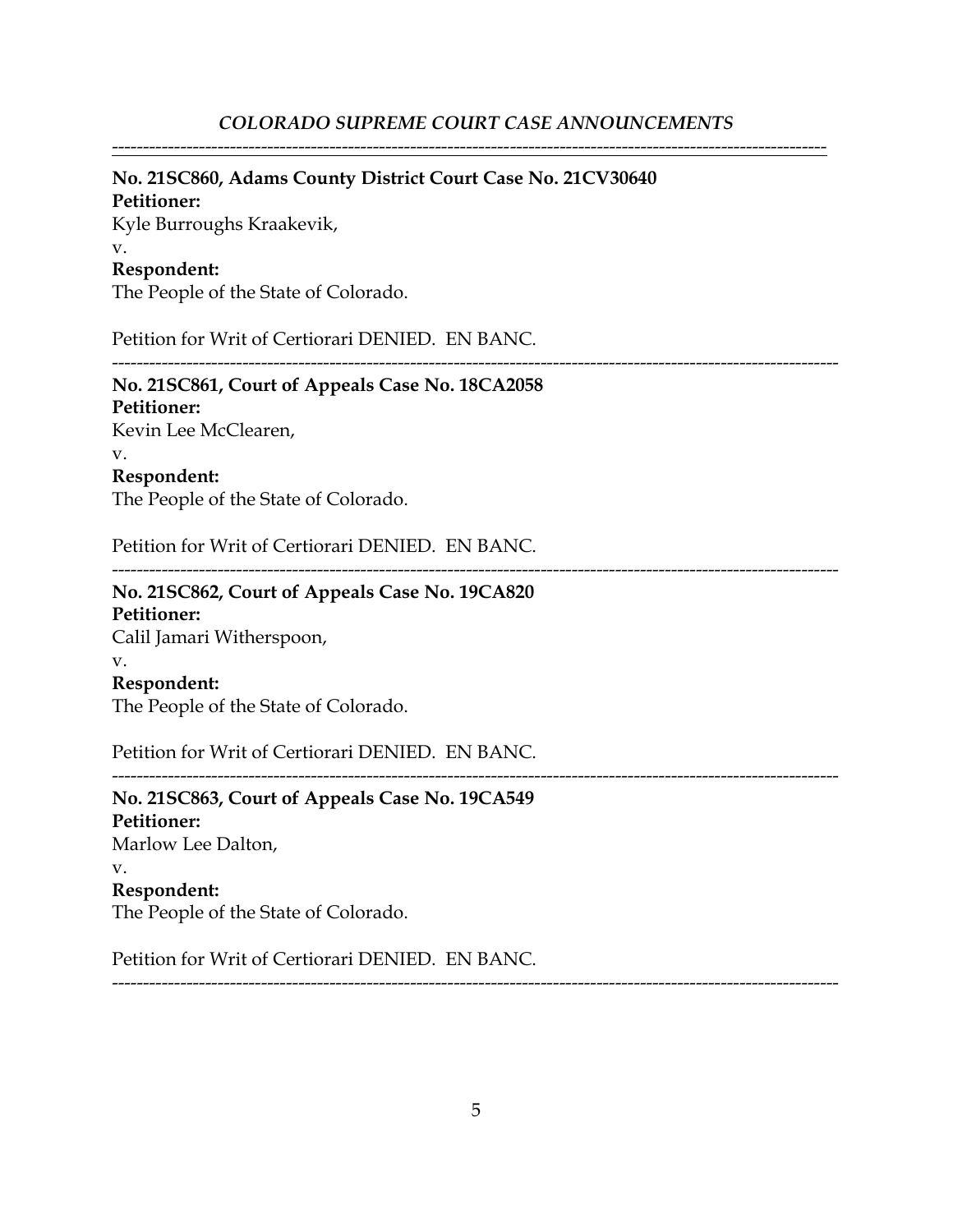---

**No. 21SC860, Adams County District Court Case No. 21CV30640**
**Petitioner:**
Kyle Burroughs Kraakevik,
v.
**Respondent:**
The People of the State of Colorado.

Petition for Writ of Certiorari DENIED. EN BANC.

---

**No. 21SC861, Court of Appeals Case No. 18CA2058**
**Petitioner:**
Kevin Lee McClearen,
v.
**Respondent:**
The People of the State of Colorado.

Petition for Writ of Certiorari DENIED. EN BANC.

---

**No. 21SC862, Court of Appeals Case No. 19CA820**
**Petitioner:**
Calil Jamari Witherspoon,
v.
**Respondent:**
The People of the State of Colorado.

Petition for Writ of Certiorari DENIED. EN BANC.

---

**No. 21SC863, Court of Appeals Case No. 19CA549**
**Petitioner:**
Marlow Lee Dalton,
v.
**Respondent:**
The People of the State of Colorado.

Petition for Writ of Certiorari DENIED. EN BANC.

---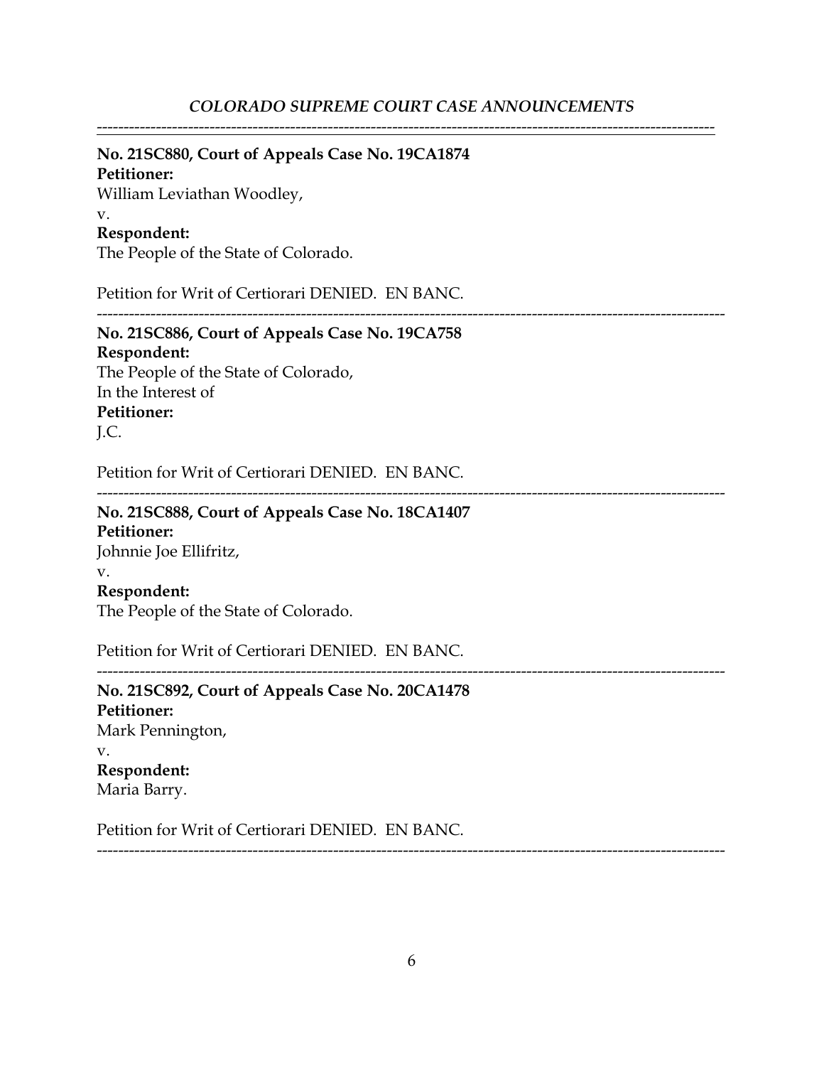**No. 21SC880, Court of Appeals Case No. 19CA1874**
**Petitioner:**
William Leviathan Woodley,
v.
**Respondent:**
The People of the State of Colorado.

Petition for Writ of Certiorari DENIED. EN BANC.

---

**No. 21SC886, Court of Appeals Case No. 19CA758**
**Respondent:**
The People of the State of Colorado,
In the Interest of
**Petitioner:**
J.C.

Petition for Writ of Certiorari DENIED. EN BANC.

---

**No. 21SC888, Court of Appeals Case No. 18CA1407**
**Petitioner:**
Johnnie Joe Ellifritz,
v.
**Respondent:**
The People of the State of Colorado.

Petition for Writ of Certiorari DENIED. EN BANC.

---

**No. 21SC892, Court of Appeals Case No. 20CA1478**
**Petitioner:**
Mark Pennington,
v.
**Respondent:**
Maria Barry.

Petition for Writ of Certiorari DENIED. EN BANC.

---